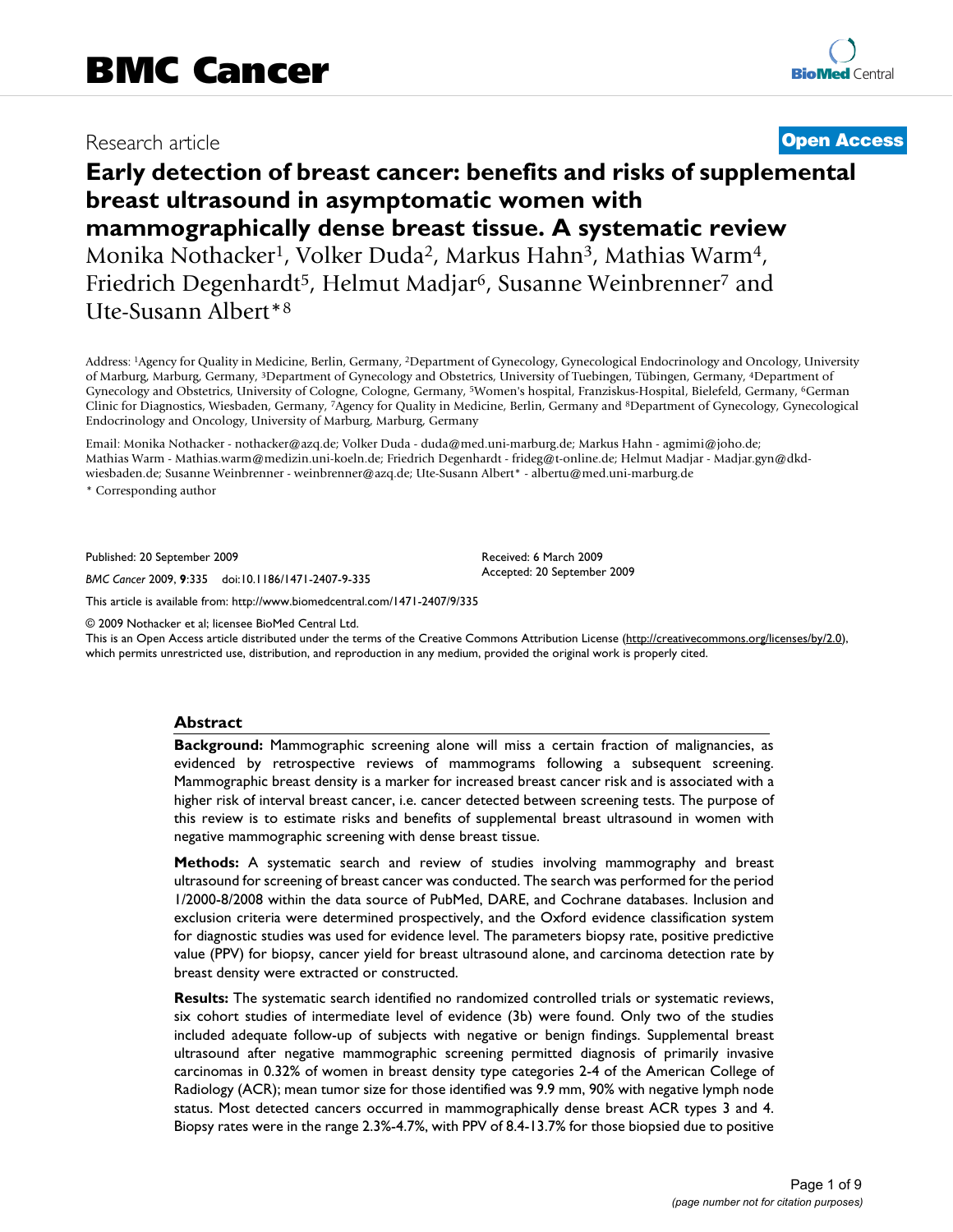# BMC Cancer

Research article

**Open Access**

# Early detection of breast cancer: benefits and risks of supplemental breast ultrasound in asymptomatic women with mammographically dense breast tissue. A systematic review

Monika Nothacker[1], Volker Duda[2], Markus Hahn[3], Mathias Warm[4], Friedrich Degenhardt[5], Helmut Madjar[6], Susanne Weinbrenner[7] and Ute-Susann Albert*[8]

Address: [1]Agency for Quality in Medicine, Berlin, Germany, [2]Department of Gynecology, Gynecological Endocrinology and Oncology, University of Marburg, Marburg, Germany, [3]Department of Gynecology and Obstetrics, University of Tuebingen, Tübingen, Germany, [4]Department of Gynecology and Obstetrics, University of Cologne, Cologne, Germany, [5]Women's hospital, Franziskus-Hospital, Bielefeld, Germany, [6]German Clinic for Diagnostics, Wiesbaden, Germany, [7]Agency for Quality in Medicine, Berlin, Germany and [8]Department of Gynecology, Gynecological Endocrinology and Oncology, University of Marburg, Marburg, Germany

Email: Monika Nothacker - nothacker@azq.de; Volker Duda - duda@med.uni-marburg.de; Markus Hahn - agmimi@joho.de; Mathias Warm - Mathias.warm@medizin.uni-koeln.de; Friedrich Degenhardt - frideg@t-online.de; Helmut Madjar - Madjar.gyn@dkd-wiesbaden.de; Susanne Weinbrenner - weinbrenner@azq.de; Ute-Susann Albert* - albertu@med.uni-marburg.de

\* Corresponding author

Published: 20 September 2009

*BMC Cancer* 2009, **9**:335 doi:10.1186/1471-2407-9-335

Received: 6 March 2009
Accepted: 20 September 2009

This article is available from: http://www.biomedcentral.com/1471-2407/9/335

© 2009 Nothacker et al; licensee BioMed Central Ltd.
This is an Open Access article distributed under the terms of the Creative Commons Attribution License (http://creativecommons.org/licenses/by/2.0), which permits unrestricted use, distribution, and reproduction in any medium, provided the original work is properly cited.

## Abstract

**Background:** Mammographic screening alone will miss a certain fraction of malignancies, as evidenced by retrospective reviews of mammograms following a subsequent screening. Mammographic breast density is a marker for increased breast cancer risk and is associated with a higher risk of interval breast cancer, i.e. cancer detected between screening tests. The purpose of this review is to estimate risks and benefits of supplemental breast ultrasound in women with negative mammographic screening with dense breast tissue.

**Methods:** A systematic search and review of studies involving mammography and breast ultrasound for screening of breast cancer was conducted. The search was performed for the period 1/2000-8/2008 within the data source of PubMed, DARE, and Cochrane databases. Inclusion and exclusion criteria were determined prospectively, and the Oxford evidence classification system for diagnostic studies was used for evidence level. The parameters biopsy rate, positive predictive value (PPV) for biopsy, cancer yield for breast ultrasound alone, and carcinoma detection rate by breast density were extracted or constructed.

**Results:** The systematic search identified no randomized controlled trials or systematic reviews, six cohort studies of intermediate level of evidence (3b) were found. Only two of the studies included adequate follow-up of subjects with negative or benign findings. Supplemental breast ultrasound after negative mammographic screening permitted diagnosis of primarily invasive carcinomas in 0.32% of women in breast density type categories 2-4 of the American College of Radiology (ACR); mean tumor size for those identified was 9.9 mm, 90% with negative lymph node status. Most detected cancers occurred in mammographically dense breast ACR types 3 and 4. Biopsy rates were in the range 2.3%-4.7%, with PPV of 8.4-13.7% for those biopsied due to positive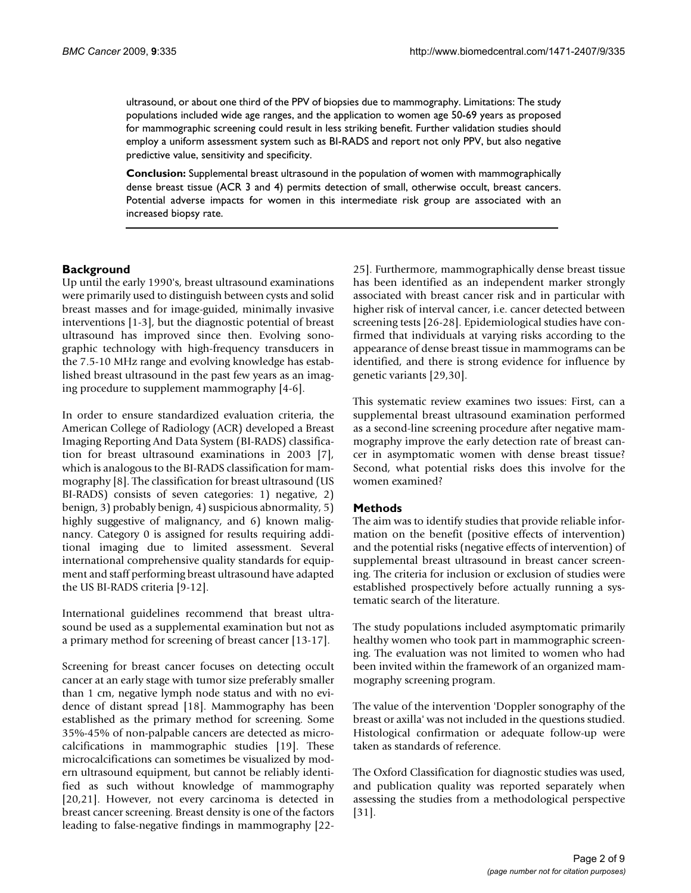ultrasound, or about one third of the PPV of biopsies due to mammography. Limitations: The study populations included wide age ranges, and the application to women age 50-69 years as proposed for mammographic screening could result in less striking benefit. Further validation studies should employ a uniform assessment system such as BI-RADS and report not only PPV, but also negative predictive value, sensitivity and specificity.

**Conclusion:** Supplemental breast ultrasound in the population of women with mammographically dense breast tissue (ACR 3 and 4) permits detection of small, otherwise occult, breast cancers. Potential adverse impacts for women in this intermediate risk group are associated with an increased biopsy rate.

## Background

Up until the early 1990's, breast ultrasound examinations were primarily used to distinguish between cysts and solid breast masses and for image-guided, minimally invasive interventions [1-3], but the diagnostic potential of breast ultrasound has improved since then. Evolving sonographic technology with high-frequency transducers in the 7.5-10 MHz range and evolving knowledge has established breast ultrasound in the past few years as an imaging procedure to supplement mammography [4-6].

In order to ensure standardized evaluation criteria, the American College of Radiology (ACR) developed a Breast Imaging Reporting And Data System (BI-RADS) classification for breast ultrasound examinations in 2003 [7], which is analogous to the BI-RADS classification for mammography [8]. The classification for breast ultrasound (US BI-RADS) consists of seven categories: 1) negative, 2) benign, 3) probably benign, 4) suspicious abnormality, 5) highly suggestive of malignancy, and 6) known malignancy. Category 0 is assigned for results requiring additional imaging due to limited assessment. Several international comprehensive quality standards for equipment and staff performing breast ultrasound have adapted the US BI-RADS criteria [9-12].

International guidelines recommend that breast ultrasound be used as a supplemental examination but not as a primary method for screening of breast cancer [13-17].

Screening for breast cancer focuses on detecting occult cancer at an early stage with tumor size preferably smaller than 1 cm, negative lymph node status and with no evidence of distant spread [18]. Mammography has been established as the primary method for screening. Some 35%-45% of non-palpable cancers are detected as microcalcifications in mammographic studies [19]. These microcalcifications can sometimes be visualized by modern ultrasound equipment, but cannot be reliably identified as such without knowledge of mammography [20,21]. However, not every carcinoma is detected in breast cancer screening. Breast density is one of the factors leading to false-negative findings in mammography [22-25]. Furthermore, mammographically dense breast tissue has been identified as an independent marker strongly associated with breast cancer risk and in particular with higher risk of interval cancer, i.e. cancer detected between screening tests [26-28]. Epidemiological studies have confirmed that individuals at varying risks according to the appearance of dense breast tissue in mammograms can be identified, and there is strong evidence for influence by genetic variants [29,30].

This systematic review examines two issues: First, can a supplemental breast ultrasound examination performed as a second-line screening procedure after negative mammography improve the early detection rate of breast cancer in asymptomatic women with dense breast tissue? Second, what potential risks does this involve for the women examined?

## Methods

The aim was to identify studies that provide reliable information on the benefit (positive effects of intervention) and the potential risks (negative effects of intervention) of supplemental breast ultrasound in breast cancer screening. The criteria for inclusion or exclusion of studies were established prospectively before actually running a systematic search of the literature.

The study populations included asymptomatic primarily healthy women who took part in mammographic screening. The evaluation was not limited to women who had been invited within the framework of an organized mammography screening program.

The value of the intervention 'Doppler sonography of the breast or axilla' was not included in the questions studied. Histological confirmation or adequate follow-up were taken as standards of reference.

The Oxford Classification for diagnostic studies was used, and publication quality was reported separately when assessing the studies from a methodological perspective [31].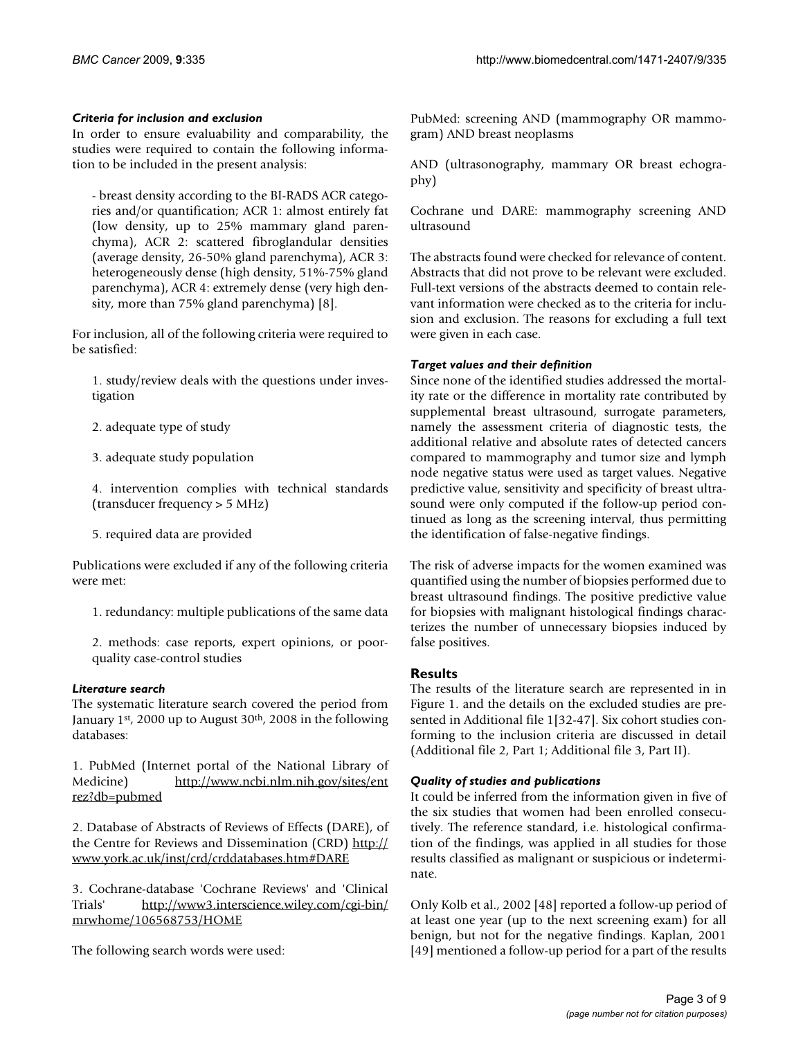### *Criteria for inclusion and exclusion*

In order to ensure evaluability and comparability, the studies were required to contain the following information to be included in the present analysis:

- breast density according to the BI-RADS ACR categories and/or quantification; ACR 1: almost entirely fat (low density, up to 25% mammary gland parenchyma), ACR 2: scattered fibroglandular densities (average density, 26-50% gland parenchyma), ACR 3: heterogeneously dense (high density, 51%-75% gland parenchyma), ACR 4: extremely dense (very high density, more than 75% gland parenchyma) [8].

For inclusion, all of the following criteria were required to be satisfied:

1. study/review deals with the questions under investigation

2. adequate type of study

3. adequate study population

4. intervention complies with technical standards (transducer frequency > 5 MHz)

5. required data are provided

Publications were excluded if any of the following criteria were met:

1. redundancy: multiple publications of the same data

2. methods: case reports, expert opinions, or poor-quality case-control studies

### *Literature search*

The systematic literature search covered the period from January 1st, 2000 up to August 30th, 2008 in the following databases:

1. PubMed (Internet portal of the National Library of Medicine) http://www.ncbi.nlm.nih.gov/sites/entrez?db=pubmed

2. Database of Abstracts of Reviews of Effects (DARE), of the Centre for Reviews and Dissemination (CRD) http://www.york.ac.uk/inst/crd/crddatabases.htm#DARE

3. Cochrane-database 'Cochrane Reviews' and 'Clinical Trials' http://www3.interscience.wiley.com/cgi-bin/mrwhome/106568753/HOME

The following search words were used:

PubMed: screening AND (mammography OR mammogram) AND breast neoplasms

AND (ultrasonography, mammary OR breast echography)

Cochrane und DARE: mammography screening AND ultrasound

The abstracts found were checked for relevance of content. Abstracts that did not prove to be relevant were excluded. Full-text versions of the abstracts deemed to contain relevant information were checked as to the criteria for inclusion and exclusion. The reasons for excluding a full text were given in each case.

### *Target values and their definition*

Since none of the identified studies addressed the mortality rate or the difference in mortality rate contributed by supplemental breast ultrasound, surrogate parameters, namely the assessment criteria of diagnostic tests, the additional relative and absolute rates of detected cancers compared to mammography and tumor size and lymph node negative status were used as target values. Negative predictive value, sensitivity and specificity of breast ultrasound were only computed if the follow-up period continued as long as the screening interval, thus permitting the identification of false-negative findings.

The risk of adverse impacts for the women examined was quantified using the number of biopsies performed due to breast ultrasound findings. The positive predictive value for biopsies with malignant histological findings characterizes the number of unnecessary biopsies induced by false positives.

## Results

The results of the literature search are represented in in Figure 1. and the details on the excluded studies are presented in Additional file 1[32-47]. Six cohort studies conforming to the inclusion criteria are discussed in detail (Additional file 2, Part 1; Additional file 3, Part II).

### *Quality of studies and publications*

It could be inferred from the information given in five of the six studies that women had been enrolled consecutively. The reference standard, i.e. histological confirmation of the findings, was applied in all studies for those results classified as malignant or suspicious or indeterminate.

Only Kolb et al., 2002 [48] reported a follow-up period of at least one year (up to the next screening exam) for all benign, but not for the negative findings. Kaplan, 2001 [49] mentioned a follow-up period for a part of the results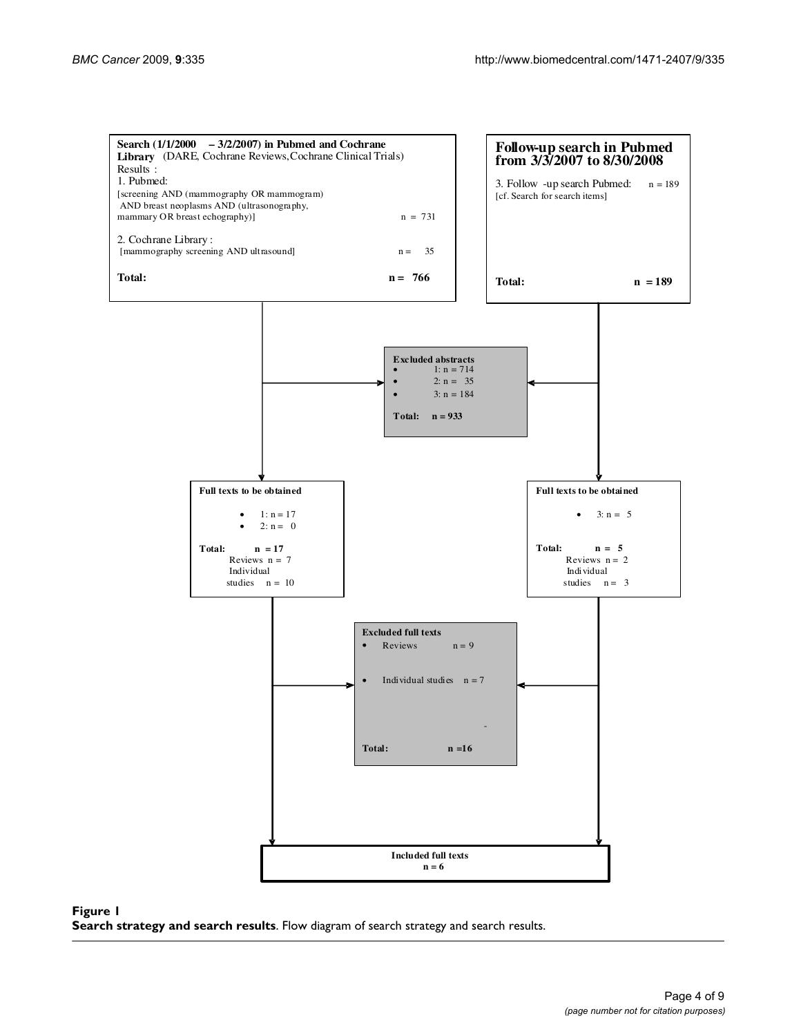**Search (1/1/2000 – 3/2/2007) in Pubmed and Cochrane Library** (DARE, Cochrane Reviews, Cochrane Clinical Trials)

Results :

1. Pubmed:
[screening AND (mammography OR mammogram) AND breast neoplasms AND (ultrasonography, mammary OR breast echography)] n = 731

2. Cochrane Library :
[mammography screening AND ultrasound] n = 35

**Total:** **n = 766**

**Follow-up search in Pubmed from 3/3/2007 to 8/30/2008**

3. Follow -up search Pubmed: n = 189
[cf. Search for search items]

**Total:** **n = 189**

**Excluded abstracts**

- 1: n = 714
- 2: n = 35
- 3: n = 184

**Total: n = 933**

**Full texts to be obtained**

- 1: n = 17
- 2: n = 0

**Total: n = 17**
Reviews n = 7
Individual studies n = 10

**Full texts to be obtained**

- 3: n = 5

**Total: n = 5**
Reviews n = 2
Individual studies n = 3

**Excluded full texts**

- Reviews n = 9
- Individual studies n = 7

**Total: n =16**

**Included full texts**
**n = 6**

**Figure 1**
**Search strategy and search results**. Flow diagram of search strategy and search results.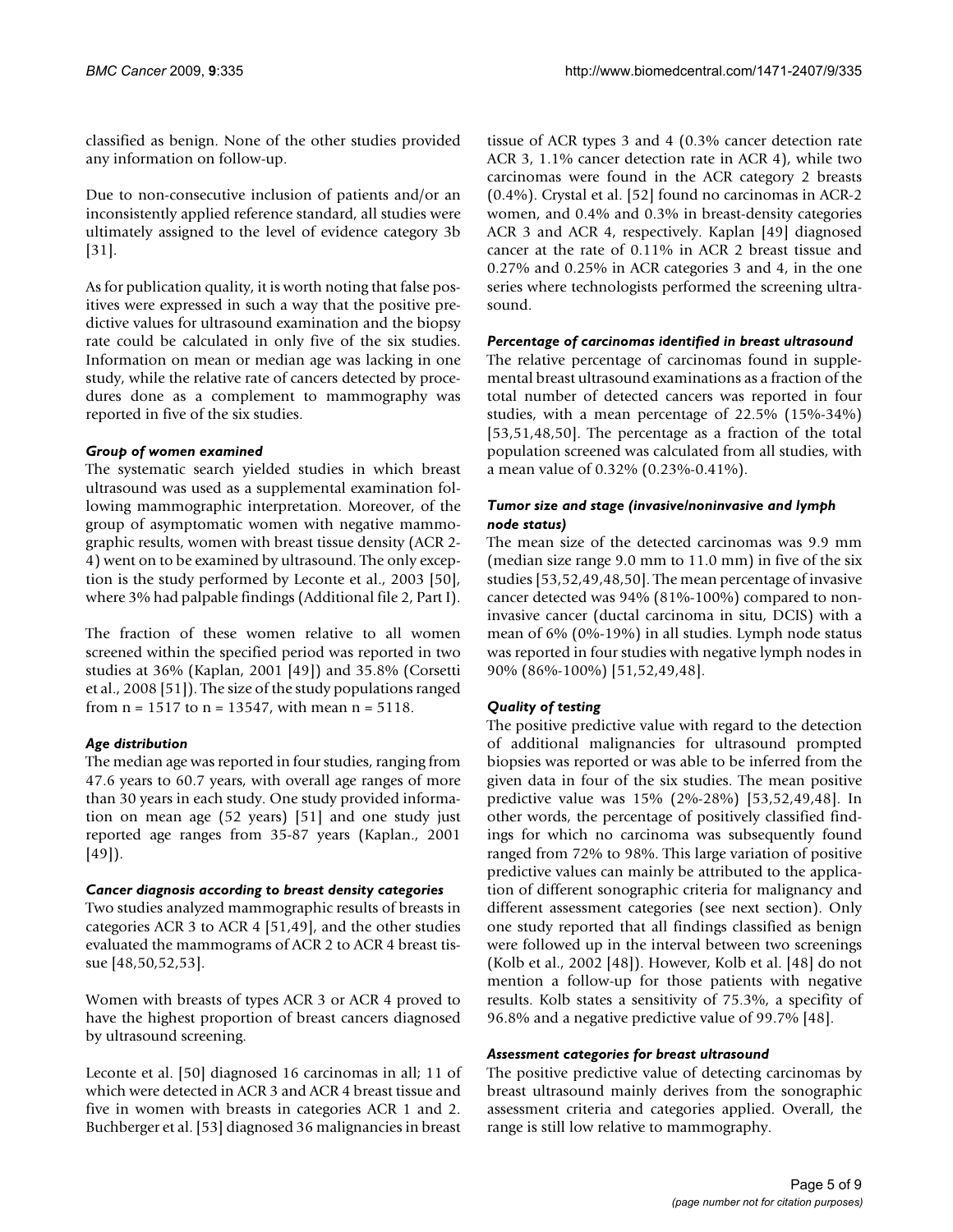classified as benign. None of the other studies provided any information on follow-up.

Due to non-consecutive inclusion of patients and/or an inconsistently applied reference standard, all studies were ultimately assigned to the level of evidence category 3b [31].

As for publication quality, it is worth noting that false positives were expressed in such a way that the positive predictive values for ultrasound examination and the biopsy rate could be calculated in only five of the six studies. Information on mean or median age was lacking in one study, while the relative rate of cancers detected by procedures done as a complement to mammography was reported in five of the six studies.

### *Group of women examined*

The systematic search yielded studies in which breast ultrasound was used as a supplemental examination following mammographic interpretation. Moreover, of the group of asymptomatic women with negative mammographic results, women with breast tissue density (ACR 2-4) went on to be examined by ultrasound. The only exception is the study performed by Leconte et al., 2003 [50], where 3% had palpable findings (Additional file 2, Part I).

The fraction of these women relative to all women screened within the specified period was reported in two studies at 36% (Kaplan, 2001 [49]) and 35.8% (Corsetti et al., 2008 [51]). The size of the study populations ranged from n = 1517 to n = 13547, with mean n = 5118.

### *Age distribution*

The median age was reported in four studies, ranging from 47.6 years to 60.7 years, with overall age ranges of more than 30 years in each study. One study provided information on mean age (52 years) [51] and one study just reported age ranges from 35-87 years (Kaplan., 2001 [49]).

### *Cancer diagnosis according to breast density categories*

Two studies analyzed mammographic results of breasts in categories ACR 3 to ACR 4 [51,49], and the other studies evaluated the mammograms of ACR 2 to ACR 4 breast tissue [48,50,52,53].

Women with breasts of types ACR 3 or ACR 4 proved to have the highest proportion of breast cancers diagnosed by ultrasound screening.

Leconte et al. [50] diagnosed 16 carcinomas in all; 11 of which were detected in ACR 3 and ACR 4 breast tissue and five in women with breasts in categories ACR 1 and 2. Buchberger et al. [53] diagnosed 36 malignancies in breast tissue of ACR types 3 and 4 (0.3% cancer detection rate ACR 3, 1.1% cancer detection rate in ACR 4), while two carcinomas were found in the ACR category 2 breasts (0.4%). Crystal et al. [52] found no carcinomas in ACR-2 women, and 0.4% and 0.3% in breast-density categories ACR 3 and ACR 4, respectively. Kaplan [49] diagnosed cancer at the rate of 0.11% in ACR 2 breast tissue and 0.27% and 0.25% in ACR categories 3 and 4, in the one series where technologists performed the screening ultrasound.

### *Percentage of carcinomas identified in breast ultrasound*

The relative percentage of carcinomas found in supplemental breast ultrasound examinations as a fraction of the total number of detected cancers was reported in four studies, with a mean percentage of 22.5% (15%-34%) [53,51,48,50]. The percentage as a fraction of the total population screened was calculated from all studies, with a mean value of 0.32% (0.23%-0.41%).

### *Tumor size and stage (invasive/noninvasive and lymph node status)*

The mean size of the detected carcinomas was 9.9 mm (median size range 9.0 mm to 11.0 mm) in five of the six studies [53,52,49,48,50]. The mean percentage of invasive cancer detected was 94% (81%-100%) compared to non-invasive cancer (ductal carcinoma in situ, DCIS) with a mean of 6% (0%-19%) in all studies. Lymph node status was reported in four studies with negative lymph nodes in 90% (86%-100%) [51,52,49,48].

### *Quality of testing*

The positive predictive value with regard to the detection of additional malignancies for ultrasound prompted biopsies was reported or was able to be inferred from the given data in four of the six studies. The mean positive predictive value was 15% (2%-28%) [53,52,49,48]. In other words, the percentage of positively classified findings for which no carcinoma was subsequently found ranged from 72% to 98%. This large variation of positive predictive values can mainly be attributed to the application of different sonographic criteria for malignancy and different assessment categories (see next section). Only one study reported that all findings classified as benign were followed up in the interval between two screenings (Kolb et al., 2002 [48]). However, Kolb et al. [48] do not mention a follow-up for those patients with negative results. Kolb states a sensitivity of 75.3%, a specifity of 96.8% and a negative predictive value of 99.7% [48].

### *Assessment categories for breast ultrasound*

The positive predictive value of detecting carcinomas by breast ultrasound mainly derives from the sonographic assessment criteria and categories applied. Overall, the range is still low relative to mammography.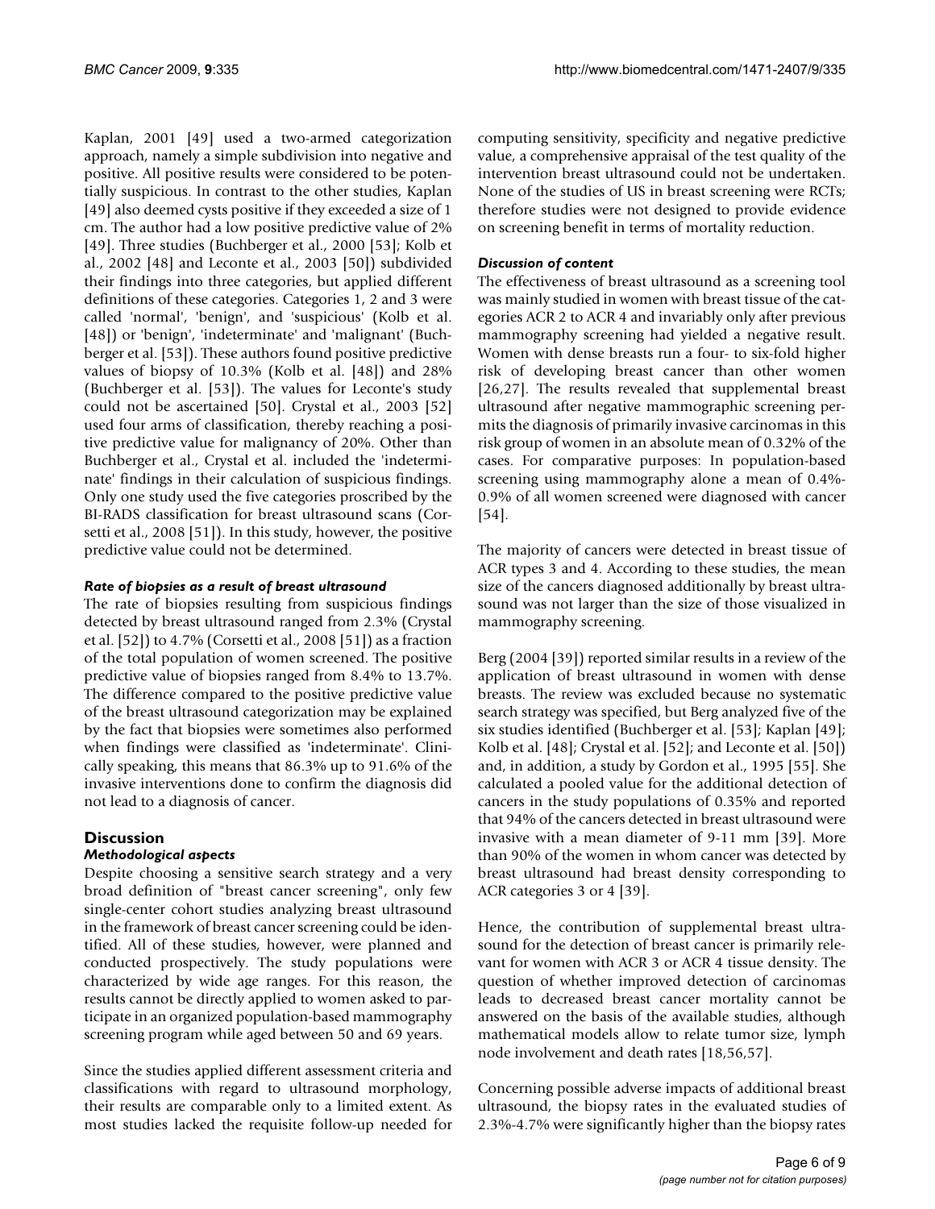Kaplan, 2001 [49] used a two-armed categorization approach, namely a simple subdivision into negative and positive. All positive results were considered to be potentially suspicious. In contrast to the other studies, Kaplan [49] also deemed cysts positive if they exceeded a size of 1 cm. The author had a low positive predictive value of 2% [49]. Three studies (Buchberger et al., 2000 [53]; Kolb et al., 2002 [48] and Leconte et al., 2003 [50]) subdivided their findings into three categories, but applied different definitions of these categories. Categories 1, 2 and 3 were called 'normal', 'benign', and 'suspicious' (Kolb et al. [48]) or 'benign', 'indeterminate' and 'malignant' (Buchberger et al. [53]). These authors found positive predictive values of biopsy of 10.3% (Kolb et al. [48]) and 28% (Buchberger et al. [53]). The values for Leconte's study could not be ascertained [50]. Crystal et al., 2003 [52] used four arms of classification, thereby reaching a positive predictive value for malignancy of 20%. Other than Buchberger et al., Crystal et al. included the 'indeterminate' findings in their calculation of suspicious findings. Only one study used the five categories proscribed by the BI-RADS classification for breast ultrasound scans (Corsetti et al., 2008 [51]). In this study, however, the positive predictive value could not be determined.

#### *Rate of biopsies as a result of breast ultrasound*

The rate of biopsies resulting from suspicious findings detected by breast ultrasound ranged from 2.3% (Crystal et al. [52]) to 4.7% (Corsetti et al., 2008 [51]) as a fraction of the total population of women screened. The positive predictive value of biopsies ranged from 8.4% to 13.7%. The difference compared to the positive predictive value of the breast ultrasound categorization may be explained by the fact that biopsies were sometimes also performed when findings were classified as 'indeterminate'. Clinically speaking, this means that 86.3% up to 91.6% of the invasive interventions done to confirm the diagnosis did not lead to a diagnosis of cancer.

## Discussion

#### *Methodological aspects*

Despite choosing a sensitive search strategy and a very broad definition of "breast cancer screening", only few single-center cohort studies analyzing breast ultrasound in the framework of breast cancer screening could be identified. All of these studies, however, were planned and conducted prospectively. The study populations were characterized by wide age ranges. For this reason, the results cannot be directly applied to women asked to participate in an organized population-based mammography screening program while aged between 50 and 69 years.

Since the studies applied different assessment criteria and classifications with regard to ultrasound morphology, their results are comparable only to a limited extent. As most studies lacked the requisite follow-up needed for computing sensitivity, specificity and negative predictive value, a comprehensive appraisal of the test quality of the intervention breast ultrasound could not be undertaken. None of the studies of US in breast screening were RCTs; therefore studies were not designed to provide evidence on screening benefit in terms of mortality reduction.

#### *Discussion of content*

The effectiveness of breast ultrasound as a screening tool was mainly studied in women with breast tissue of the categories ACR 2 to ACR 4 and invariably only after previous mammography screening had yielded a negative result. Women with dense breasts run a four- to six-fold higher risk of developing breast cancer than other women [26,27]. The results revealed that supplemental breast ultrasound after negative mammographic screening permits the diagnosis of primarily invasive carcinomas in this risk group of women in an absolute mean of 0.32% of the cases. For comparative purposes: In population-based screening using mammography alone a mean of 0.4%-0.9% of all women screened were diagnosed with cancer [54].

The majority of cancers were detected in breast tissue of ACR types 3 and 4. According to these studies, the mean size of the cancers diagnosed additionally by breast ultrasound was not larger than the size of those visualized in mammography screening.

Berg (2004 [39]) reported similar results in a review of the application of breast ultrasound in women with dense breasts. The review was excluded because no systematic search strategy was specified, but Berg analyzed five of the six studies identified (Buchberger et al. [53]; Kaplan [49]; Kolb et al. [48]; Crystal et al. [52]; and Leconte et al. [50]) and, in addition, a study by Gordon et al., 1995 [55]. She calculated a pooled value for the additional detection of cancers in the study populations of 0.35% and reported that 94% of the cancers detected in breast ultrasound were invasive with a mean diameter of 9-11 mm [39]. More than 90% of the women in whom cancer was detected by breast ultrasound had breast density corresponding to ACR categories 3 or 4 [39].

Hence, the contribution of supplemental breast ultrasound for the detection of breast cancer is primarily relevant for women with ACR 3 or ACR 4 tissue density. The question of whether improved detection of carcinomas leads to decreased breast cancer mortality cannot be answered on the basis of the available studies, although mathematical models allow to relate tumor size, lymph node involvement and death rates [18,56,57].

Concerning possible adverse impacts of additional breast ultrasound, the biopsy rates in the evaluated studies of 2.3%-4.7% were significantly higher than the biopsy rates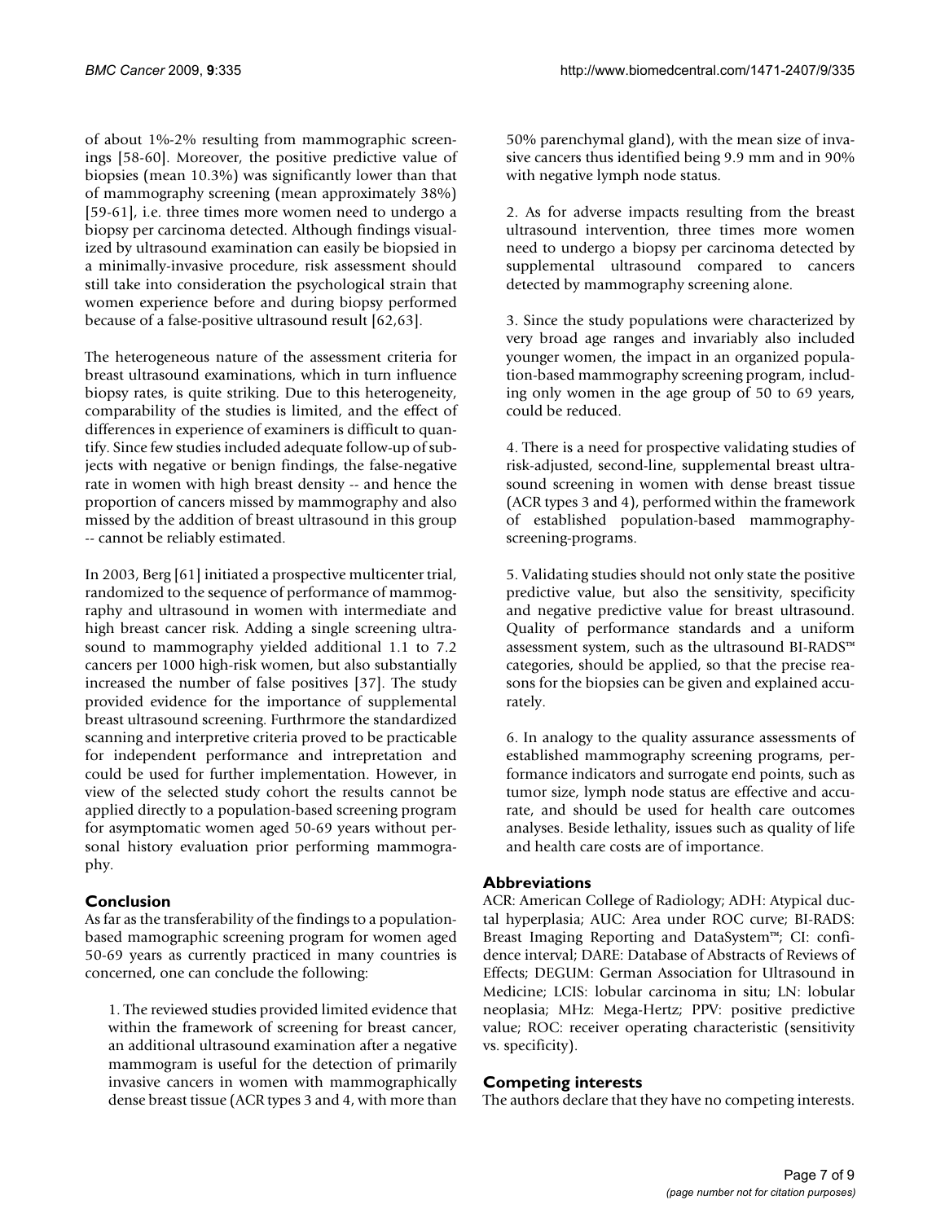of about 1%-2% resulting from mammographic screenings [58-60]. Moreover, the positive predictive value of biopsies (mean 10.3%) was significantly lower than that of mammography screening (mean approximately 38%) [59-61], i.e. three times more women need to undergo a biopsy per carcinoma detected. Although findings visualized by ultrasound examination can easily be biopsied in a minimally-invasive procedure, risk assessment should still take into consideration the psychological strain that women experience before and during biopsy performed because of a false-positive ultrasound result [62,63].

The heterogeneous nature of the assessment criteria for breast ultrasound examinations, which in turn influence biopsy rates, is quite striking. Due to this heterogeneity, comparability of the studies is limited, and the effect of differences in experience of examiners is difficult to quantify. Since few studies included adequate follow-up of subjects with negative or benign findings, the false-negative rate in women with high breast density -- and hence the proportion of cancers missed by mammography and also missed by the addition of breast ultrasound in this group -- cannot be reliably estimated.

In 2003, Berg [61] initiated a prospective multicenter trial, randomized to the sequence of performance of mammography and ultrasound in women with intermediate and high breast cancer risk. Adding a single screening ultrasound to mammography yielded additional 1.1 to 7.2 cancers per 1000 high-risk women, but also substantially increased the number of false positives [37]. The study provided evidence for the importance of supplemental breast ultrasound screening. Furthrmore the standardized scanning and interpretive criteria proved to be practicable for independent performance and intrepretation and could be used for further implementation. However, in view of the selected study cohort the results cannot be applied directly to a population-based screening program for asymptomatic women aged 50-69 years without personal history evaluation prior performing mammography.

## Conclusion

As far as the transferability of the findings to a population-based mamographic screening program for women aged 50-69 years as currently practiced in many countries is concerned, one can conclude the following:

1. The reviewed studies provided limited evidence that within the framework of screening for breast cancer, an additional ultrasound examination after a negative mammogram is useful for the detection of primarily invasive cancers in women with mammographically dense breast tissue (ACR types 3 and 4, with more than 50% parenchymal gland), with the mean size of invasive cancers thus identified being 9.9 mm and in 90% with negative lymph node status.

2. As for adverse impacts resulting from the breast ultrasound intervention, three times more women need to undergo a biopsy per carcinoma detected by supplemental ultrasound compared to cancers detected by mammography screening alone.

3. Since the study populations were characterized by very broad age ranges and invariably also included younger women, the impact in an organized population-based mammography screening program, including only women in the age group of 50 to 69 years, could be reduced.

4. There is a need for prospective validating studies of risk-adjusted, second-line, supplemental breast ultrasound screening in women with dense breast tissue (ACR types 3 and 4), performed within the framework of established population-based mammography-screening-programs.

5. Validating studies should not only state the positive predictive value, but also the sensitivity, specificity and negative predictive value for breast ultrasound. Quality of performance standards and a uniform assessment system, such as the ultrasound BI-RADS™ categories, should be applied, so that the precise reasons for the biopsies can be given and explained accurately.

6. In analogy to the quality assurance assessments of established mammography screening programs, performance indicators and surrogate end points, such as tumor size, lymph node status are effective and accurate, and should be used for health care outcomes analyses. Beside lethality, issues such as quality of life and health care costs are of importance.

## Abbreviations

ACR: American College of Radiology; ADH: Atypical ductal hyperplasia; AUC: Area under ROC curve; BI-RADS: Breast Imaging Reporting and DataSystem™; CI: confidence interval; DARE: Database of Abstracts of Reviews of Effects; DEGUM: German Association for Ultrasound in Medicine; LCIS: lobular carcinoma in situ; LN: lobular neoplasia; MHz: Mega-Hertz; PPV: positive predictive value; ROC: receiver operating characteristic (sensitivity vs. specificity).

## Competing interests

The authors declare that they have no competing interests.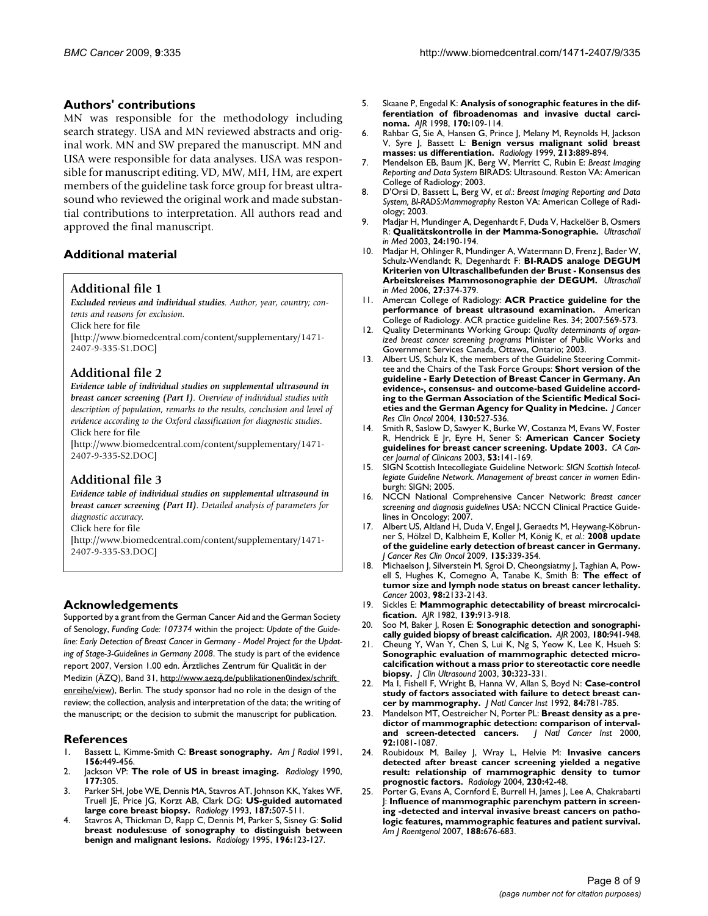## Authors' contributions

MN was responsible for the methodology including search strategy. USA and MN reviewed abstracts and original work. MN and SW prepared the manuscript. MN and USA were responsible for data analyses. USA was responsible for manuscript editing. VD, MW, MH, HM, are expert members of the guideline task force group for breast ultrasound who reviewed the original work and made substantial contributions to interpretation. All authors read and approved the final manuscript.

## Additional material

### Additional file 1

*Excluded reviews and individual studies. Author, year, country; contents and reasons for exclusion.*
Click here for file
[http://www.biomedcentral.com/content/supplementary/1471-2407-9-335-S1.DOC]

### Additional file 2

*Evidence table of individual studies on supplemental ultrasound in breast cancer screening (Part I). Overview of individual studies with description of population, remarks to the results, conclusion and level of evidence according to the Oxford classification for diagnostic studies.*
Click here for file
[http://www.biomedcentral.com/content/supplementary/1471-2407-9-335-S2.DOC]

### Additional file 3

*Evidence table of individual studies on supplemental ultrasound in breast cancer screening (Part II). Detailed analysis of parameters for diagnostic accuracy.*
Click here for file
[http://www.biomedcentral.com/content/supplementary/1471-2407-9-335-S3.DOC]

## Acknowledgements

Supported by a grant from the German Cancer Aid and the German Society of Senology, *Funding Code: 107374* within the project: *Update of the Guideline: Early Detection of Breast Cancer in Germany - Model Project for the Updating of Stage-3-Guidelines in Germany 2008*. The study is part of the evidence report 2007, Version 1.00 edn. Ärztliches Zentrum für Qualität in der Medizin (ÄZQ), Band 31, http://www.aezq.de/publikationen0index/schriftenreihe/view), Berlin. The study sponsor had no role in the design of the review; the collection, analysis and interpretation of the data; the writing of the manuscript; or the decision to submit the manuscript for publication.

## References

1. Bassett L, Kimme-Smith C: **Breast sonography.** *Am J Radiol* 1991, **156:**449-456.
2. Jackson VP: **The role of US in breast imaging.** *Radiology* 1990, **177:**305.
3. Parker SH, Jobe WE, Dennis MA, Stavros AT, Johnson KK, Yakes WF, Truell JE, Price JG, Korzt AB, Clark DG: **US-guided automated large core breast biopsy.** *Radiology* 1993, **187:**507-511.
4. Stavros A, Thickman D, Rapp C, Dennis M, Parker S, Sisney G: **Solid breast nodules:use of sonography to distinguish between benign and malignant lesions.** *Radiology* 1995, **196:**123-127.
5. Skaane P, Engedal K: **Analysis of sonographic features in the differentiation of fibroadenomas and invasive ductal carcinoma.** *AJR* 1998, **170:**109-114.
6. Rahbar G, Sie A, Hansen G, Prince J, Melany M, Reynolds H, Jackson V, Syre J, Bassett L: **Benign versus malignant solid breast masses: us differentiation.** *Radiology* 1999, **213:**889-894.
7. Mendelson EB, Baum JK, Berg W, Merritt C, Rubin E: *Breast Imaging Reporting and Data System* BIRADS: Ultrasound. Reston VA: American College of Radiology; 2003.
8. D'Orsi D, Bassett L, Berg W, *et al.*: *Breast Imaging Reporting and Data System, BI-RADS:Mammography* Reston VA: American College of Radiology; 2003.
9. Madjar H, Mundinger A, Degenhardt F, Duda V, Hackelöer B, Osmers R: **Qualitätskontrolle in der Mamma-Sonographie.** *Ultraschall in Med* 2003, **24:**190-194.
10. Madjar H, Ohlinger R, Mundinger A, Watermann D, Frenz J, Bader W, Schulz-Wendlandt R, Degenhardt F: **BI-RADS analoge DEGUM Kriterien von Ultraschallbefunden der Brust - Konsensus des Arbeitskreises Mammosonographie der DEGUM.** *Ultraschall in Med* 2006, **27:**374-379.
11. Amercan College of Radiology: **ACR Practice guideline for the performance of breast ultrasound examination.** American College of Radiology. ACR practice guideline Res. 34; 2007:569-573.
12. Quality Determinants Working Group: *Quality determinants of organized breast cancer screening programs* Minister of Public Works and Government Services Canada, Ottawa, Ontario; 2003.
13. Albert US, Schulz K, the members of the Guideline Steering Committee and the Chairs of the Task Force Groups: **Short version of the guideline - Early Detection of Breast Cancer in Germany. An evidence-, consensus- and outcome-based Guideline according to the German Association of the Scientific Medical Societies and the German Agency for Quality in Medcine.** *J Cancer Res Clin Oncol* 2004, **130:**527-536.
14. Smith R, Saslow D, Sawyer K, Burke W, Costanza M, Evans W, Foster R, Hendrick E Jr, Eyre H, Sener S: **American Cancer Society guidelines for breast cancer screening. Update 2003.** *CA Cancer Journal of Clinicans* 2003, **53:**141-169.
15. SIGN Scottish Intecollegiate Guideline Network: *SIGN Scottish Intecollegiate Guideline Network. Management of breast cancer in women* Edinburgh: SIGN; 2005.
16. NCCN National Comprehensive Cancer Network: *Breast cancer screening and diagnosis guidelines* USA: NCCN Clinical Practice Guidelines in Oncology; 2007.
17. Albert US, Altland H, Duda V, Engel J, Geraedts M, Heywang-Köbrunner S, Hölzel D, Kalbheim E, Koller M, König K, *et al.*: **2008 update of the guideline early detection of breast cancer in Germany.** *J Cancer Res Clin Oncol* 2009, **135:**339-354.
18. Michaelson J, Silverstein M, Sgroi D, Cheongsiatmy J, Taghian A, Powell S, Hughes K, Comegno A, Tanabe K, Smith B: **The effect of tumor size and lymph node status on breast cancer lethality.** *Cancer* 2003, **98:**2133-2143.
19. Sickles E: **Mammographic detectability of breast mircrocalcification.** *AJR* 1982, **139:**913-918.
20. Soo M, Baker J, Rosen E: **Sonographic detection and sonographically guided biopsy of breast calcification.** *AJR* 2003, **180:**941-948.
21. Cheung Y, Wan Y, Chen S, Lui K, Ng S, Yeow K, Lee K, Hsueh S: **Sonographic evaluation of mammographic detected microcalcification without a mass prior to stereotactic core needle biopsy.** *J Clin Ultrasound* 2003, **30:**323-331.
22. Ma I, Fishell F, Wright B, Hanna W, Allan S, Boyd N: **Case-control study of factors associated with failure to detect breast cancer by mammography.** *J Natl Cancer Inst* 1992, **84:**781-785.
23. Mandelson MT, Oestreicher N, Porter PL: **Breast density as a predictor of mammographic detection: comparison of interval- and screen-detected cancers.** *J Natl Cancer Inst* 2000, **92:**1081-1087.
24. Roubidoux M, Bailey J, Wray L, Helvie M: **Invasive cancers detected after breast cancer screening yielded a negative result: relationship of mammographic density to tumor prognostic factors.** *Radiology* 2004, **230:**42-48.
25. Porter G, Evans A, Cornford E, Burrell H, James J, Lee A, Chakrabarti J: **Influence of mammographic parenchym pattern in screening -detected and interval invasive breast cancers on pathologic features, mammographic features and patient survival.** *Am J Roentgenol* 2007, **188:**676-683.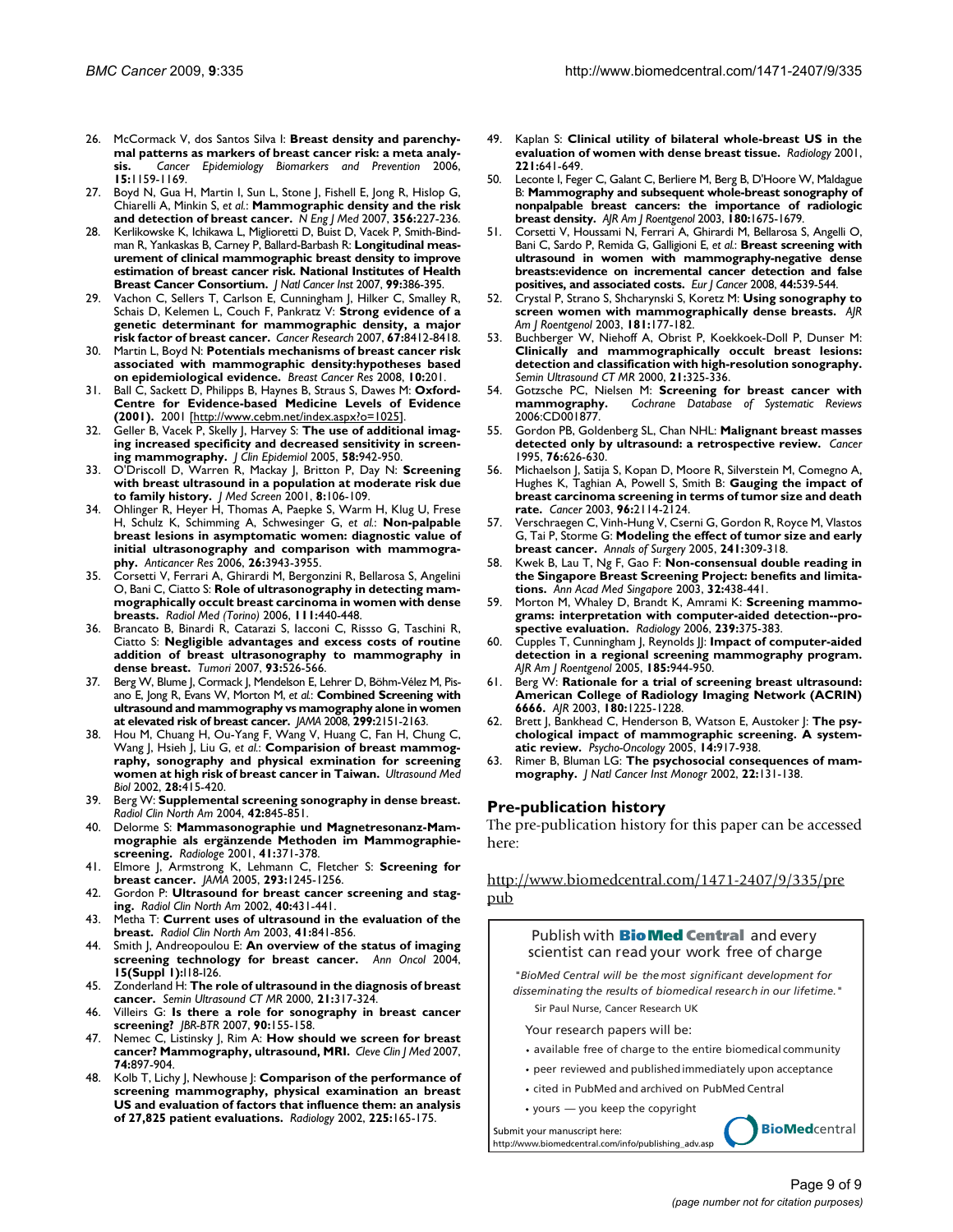26. McCormack V, dos Santos Silva I: **Breast density and parenchymal patterns as markers of breast cancer risk: a meta analysis.** *Cancer Epidemiology Biomarkers and Prevention* 2006, **15:**1159-1169.
27. Boyd N, Gua H, Martin I, Sun L, Stone J, Fishell E, Jong R, Hislop G, Chiarelli A, Minkin S, *et al.*: **Mammographic density and the risk and detection of breast cancer.** *N Eng J Med* 2007, **356:**227-236.
28. Kerlikowske K, Ichikawa L, Miglioretti D, Buist D, Vacek P, Smith-Bindman R, Yankaskas B, Carney P, Ballard-Barbash R: **Longitudinal measurement of clinical mammographic breast density to improve estimation of breast cancer risk. National Institutes of Health Breast Cancer Consortium.** *J Natl Cancer Inst* 2007, **99:**386-395.
29. Vachon C, Sellers T, Carlson E, Cunningham J, Hilker C, Smalley R, Schais D, Kelemen L, Couch F, Pankratz V: **Strong evidence of a genetic determinant for mammographic density, a major risk factor of breast cancer.** *Cancer Research* 2007, **67:**8412-8418.
30. Martin L, Boyd N: **Potentials mechanisms of breast cancer risk associated with mammographic density:hypotheses based on epidemiological evidence.** *Breast Cancer Res* 2008, **10:**201.
31. Ball C, Sackett D, Philipps B, Haynes B, Straus S, Dawes M: **Oxford-Centre for Evidence-based Medicine Levels of Evidence (2001).** 2001 [http://www.cebm.net/index.aspx?o=1025].
32. Geller B, Vacek P, Skelly J, Harvey S: **The use of additional imaging increased specificity and decreased sensitivity in screening mammography.** *J Clin Epidemiol* 2005, **58:**942-950.
33. O'Driscoll D, Warren R, Mackay J, Britton P, Day N: **Screening with breast ultrasound in a population at moderate risk due to family history.** *J Med Screen* 2001, **8:**106-109.
34. Ohlinger R, Heyer H, Thomas A, Paepke S, Warm H, Klug U, Frese H, Schulz K, Schimming A, Schwesinger G, *et al.*: **Non-palpable breast lesions in asymptomatic women: diagnostic value of initial ultrasonography and comparison with mammography.** *Anticancer Res* 2006, **26:**3943-3955.
35. Corsetti V, Ferrari A, Ghirardi M, Bergonzini R, Bellarosa S, Angelini O, Bani C, Ciatto S: **Role of ultrasonography in detecting mammographically occult breast carcinoma in women with dense breasts.** *Radiol Med (Torino)* 2006, **111:**440-448.
36. Brancato B, Binardi R, Catarazi S, Iacconi C, Rissso G, Taschini R, Ciatto S: **Negligible advantages and excess costs of routine addition of breast ultrasonography to mammography in dense breast.** *Tumori* 2007, **93:**526-566.
37. Berg W, Blume J, Cormack J, Mendelson E, Lehrer D, Böhm-Vélez M, Pisano E, Jong R, Evans W, Morton M, *et al.*: **Combined Screening with ultrasound and mammography vs mamography alone in women at elevated risk of breast cancer.** *JAMA* 2008, **299:**2151-2163.
38. Hou M, Chuang H, Ou-Yang F, Wang V, Huang C, Fan H, Chung C, Wang J, Hsieh J, Liu G, *et al.*: **Comparision of breast mammography, sonography and physical exmination for screening women at high risk of breast cancer in Taiwan.** *Ultrasound Med Biol* 2002, **28:**415-420.
39. Berg W: **Supplemental screening sonography in dense breast.** *Radiol Clin North Am* 2004, **42:**845-851.
40. Delorme S: **Mammasonographie und Magnetresonanz-Mammographie als ergänzende Methoden im Mammographiescreening.** *Radiologe* 2001, **41:**371-378.
41. Elmore J, Armstrong K, Lehmann C, Fletcher S: **Screening for breast cancer.** *JAMA* 2005, **293:**1245-1256.
42. Gordon P: **Ultrasound for breast cancer screening and staging.** *Radiol Clin North Am* 2002, **40:**431-441.
43. Metha T: **Current uses of ultrasound in the evaluation of the breast.** *Radiol Clin North Am* 2003, **41:**841-856.
44. Smith J, Andreopoulou E: **An overview of the status of imaging screening technology for breast cancer.** *Ann Oncol* 2004, **15(Suppl 1):**I18-I26.
45. Zonderland H: **The role of ultrasound in the diagnosis of breast cancer.** *Semin Ultrasound CT MR* 2000, **21:**317-324.
46. Villeirs G: **Is there a role for sonography in breast cancer screening?** *JBR-BTR* 2007, **90:**155-158.
47. Nemec C, Listinsky J, Rim A: **How should we screen for breast cancer? Mammography, ultrasound, MRI.** *Cleve Clin J Med* 2007, **74:**897-904.
48. Kolb T, Lichy J, Newhouse J: **Comparison of the performance of screening mammography, physical examination an breast US and evaluation of factors that influence them: an analysis of 27,825 patient evaluations.** *Radiology* 2002, **225:**165-175.
49. Kaplan S: **Clinical utility of bilateral whole-breast US in the evaluation of women with dense breast tissue.** *Radiology* 2001, **221:**641-649.
50. Leconte I, Feger C, Galant C, Berliere M, Berg B, D'Hoore W, Maldague B: **Mammography and subsequent whole-breast sonography of nonpalpable breast cancers: the importance of radiologic breast density.** *AJR Am J Roentgenol* 2003, **180:**1675-1679.
51. Corsetti V, Houssami N, Ferrari A, Ghirardi M, Bellarosa S, Angelli O, Bani C, Sardo P, Remida G, Galligioni E, *et al.*: **Breast screening with ultrasound in women with mammography-negative dense breasts:evidence on incremental cancer detection and false positives, and associated costs.** *Eur J Cancer* 2008, **44:**539-544.
52. Crystal P, Strano S, Shcharynski S, Koretz M: **Using sonography to screen women with mammographically dense breasts.** *AJR Am J Roentgenol* 2003, **181:**177-182.
53. Buchberger W, Niehoff A, Obrist P, Koekkoek-Doll P, Dunser M: **Clinically and mammographically occult breast lesions: detection and classification with high-resolution sonography.** *Semin Ultrasound CT MR* 2000, **21:**325-336.
54. Gotzsche PC, Nielsen M: **Screening for breast cancer with mammography.** *Cochrane Database of Systematic Reviews* 2006:CD001877.
55. Gordon PB, Goldenberg SL, Chan NHL: **Malignant breast masses detected only by ultrasound: a retrospective review.** *Cancer* 1995, **76:**626-630.
56. Michaelson J, Satija S, Kopan D, Moore R, Silverstein M, Comegno A, Hughes K, Taghian A, Powell S, Smith B: **Gauging the impact of breast carcinoma screening in terms of tumor size and death rate.** *Cancer* 2003, **96:**2114-2124.
57. Verschraegen C, Vinh-Hung V, Cserni G, Gordon R, Royce M, Vlastos G, Tai P, Storme G: **Modeling the effect of tumor size and early breast cancer.** *Annals of Surgery* 2005, **241:**309-318.
58. Kwek B, Lau T, Ng F, Gao F: **Non-consensual double reading in the Singapore Breast Screening Project: benefits and limitations.** *Ann Acad Med Singapore* 2003, **32:**438-441.
59. Morton M, Whaley D, Brandt K, Amrami K: **Screening mammograms: interpretation with computer-aided detection--prospective evaluation.** *Radiology* 2006, **239:**375-383.
60. Cupples T, Cunningham J, Reynolds JJ: **Impact of computer-aided detection in a regional screening mammography program.** *AJR Am J Roentgenol* 2005, **185:**944-950.
61. Berg W: **Rationale for a trial of screening breast ultrasound: American College of Radiology Imaging Network (ACRIN) 6666.** *AJR* 2003, **180:**1225-1228.
62. Brett J, Bankhead C, Henderson B, Watson E, Austoker J: **The psychological impact of mammographic screening. A systematic review.** *Psycho-Oncology* 2005, **14:**917-938.
63. Rimer B, Bluman LG: **The psychosocial consequences of mammography.** *J Natl Cancer Inst Monogr* 2002, **22:**131-138.

## Pre-publication history

The pre-publication history for this paper can be accessed here:

http://www.biomedcentral.com/1471-2407/9/335/prepub

Publish with **BioMed Central** and every scientist can read your work free of charge

*"BioMed Central will be the most significant development for disseminating the results of biomedical research in our lifetime."*

Sir Paul Nurse, Cancer Research UK

Your research papers will be:

- available free of charge to the entire biomedical community
- peer reviewed and published immediately upon acceptance
- cited in PubMed and archived on PubMed Central
- yours — you keep the copyright

Submit your manuscript here:
http://www.biomedcentral.com/info/publishing_adv.asp

BioMedcentral